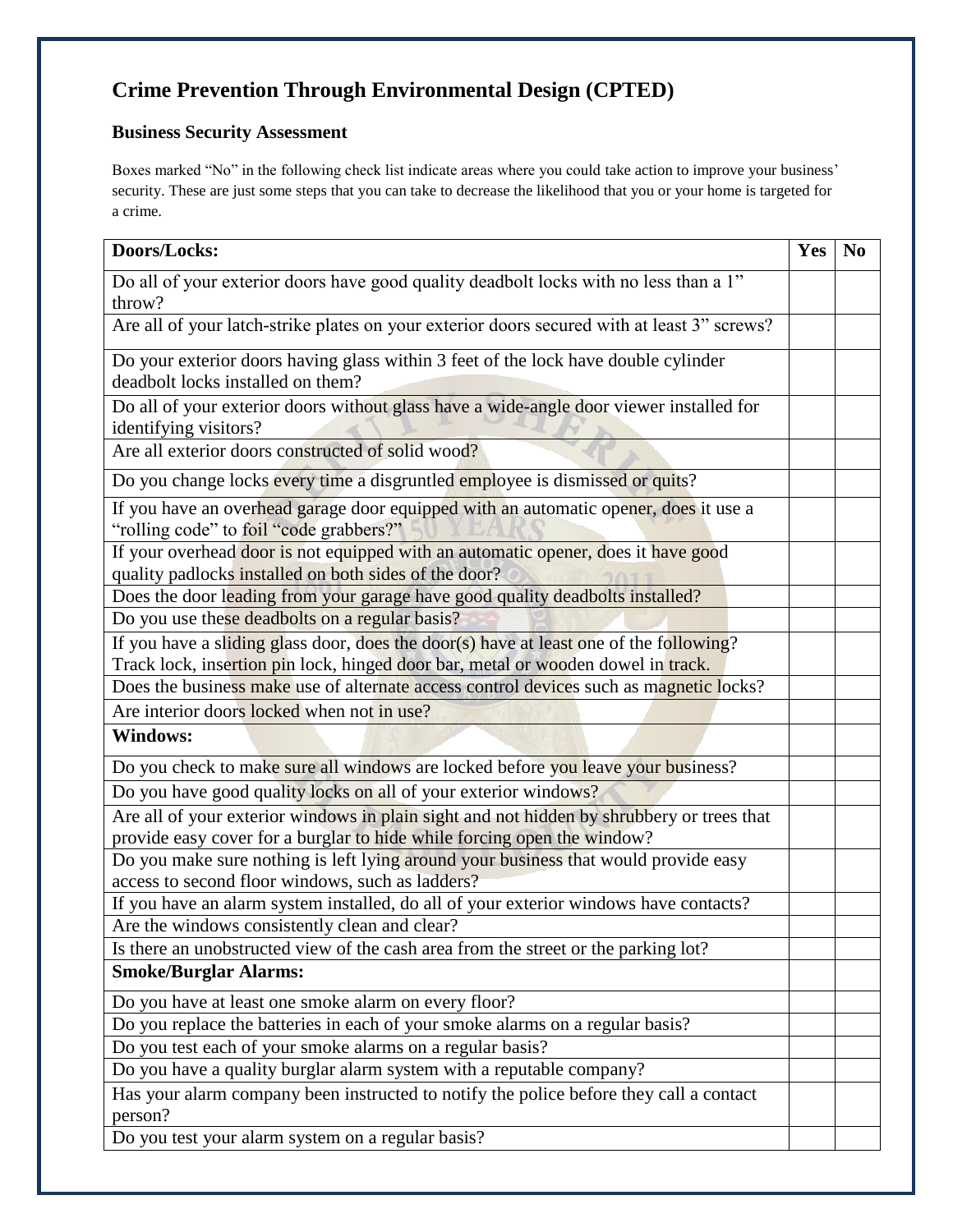# Crime Prevention Through Environmental Design (CPTED)

### Business Security Assessment

Boxes marked "No" in the following check list indicate areas where you could take action to improve your business' security. These are just some steps that you can take to decrease the likelihood that you or your home is targeted for a crime.

| **Doors/Locks:** | **Yes** | **No** |
|---|---|---|
| Do all of your exterior doors have good quality deadbolt locks with no less than a 1" throw? | | |
| Are all of your latch-strike plates on your exterior doors secured with at least 3" screws? | | |
| Do your exterior doors having glass within 3 feet of the lock have double cylinder deadbolt locks installed on them? | | |
| Do all of your exterior doors without glass have a wide-angle door viewer installed for identifying visitors? | | |
| Are all exterior doors constructed of solid wood? | | |
| Do you change locks every time a disgruntled employee is dismissed or quits? | | |
| If you have an overhead garage door equipped with an automatic opener, does it use a "rolling code" to foil "code grabbers?" | | |
| If your overhead door is not equipped with an automatic opener, does it have good quality padlocks installed on both sides of the door? | | |
| Does the door leading from your garage have good quality deadbolts installed? | | |
| Do you use these deadbolts on a regular basis? | | |
| If you have a sliding glass door, does the door(s) have at least one of the following? Track lock, insertion pin lock, hinged door bar, metal or wooden dowel in track. | | |
| Does the business make use of alternate access control devices such as magnetic locks? | | |
| Are interior doors locked when not in use? | | |
| **Windows:** | | |
| Do you check to make sure all windows are locked before you leave your business? | | |
| Do you have good quality locks on all of your exterior windows? | | |
| Are all of your exterior windows in plain sight and not hidden by shrubbery or trees that provide easy cover for a burglar to hide while forcing open the window? | | |
| Do you make sure nothing is left lying around your business that would provide easy access to second floor windows, such as ladders? | | |
| If you have an alarm system installed, do all of your exterior windows have contacts? | | |
| Are the windows consistently clean and clear? | | |
| Is there an unobstructed view of the cash area from the street or the parking lot? | | |
| **Smoke/Burglar Alarms:** | | |
| Do you have at least one smoke alarm on every floor? | | |
| Do you replace the batteries in each of your smoke alarms on a regular basis? | | |
| Do you test each of your smoke alarms on a regular basis? | | |
| Do you have a quality burglar alarm system with a reputable company? | | |
| Has your alarm company been instructed to notify the police before they call a contact person? | | |
| Do you test your alarm system on a regular basis? | | |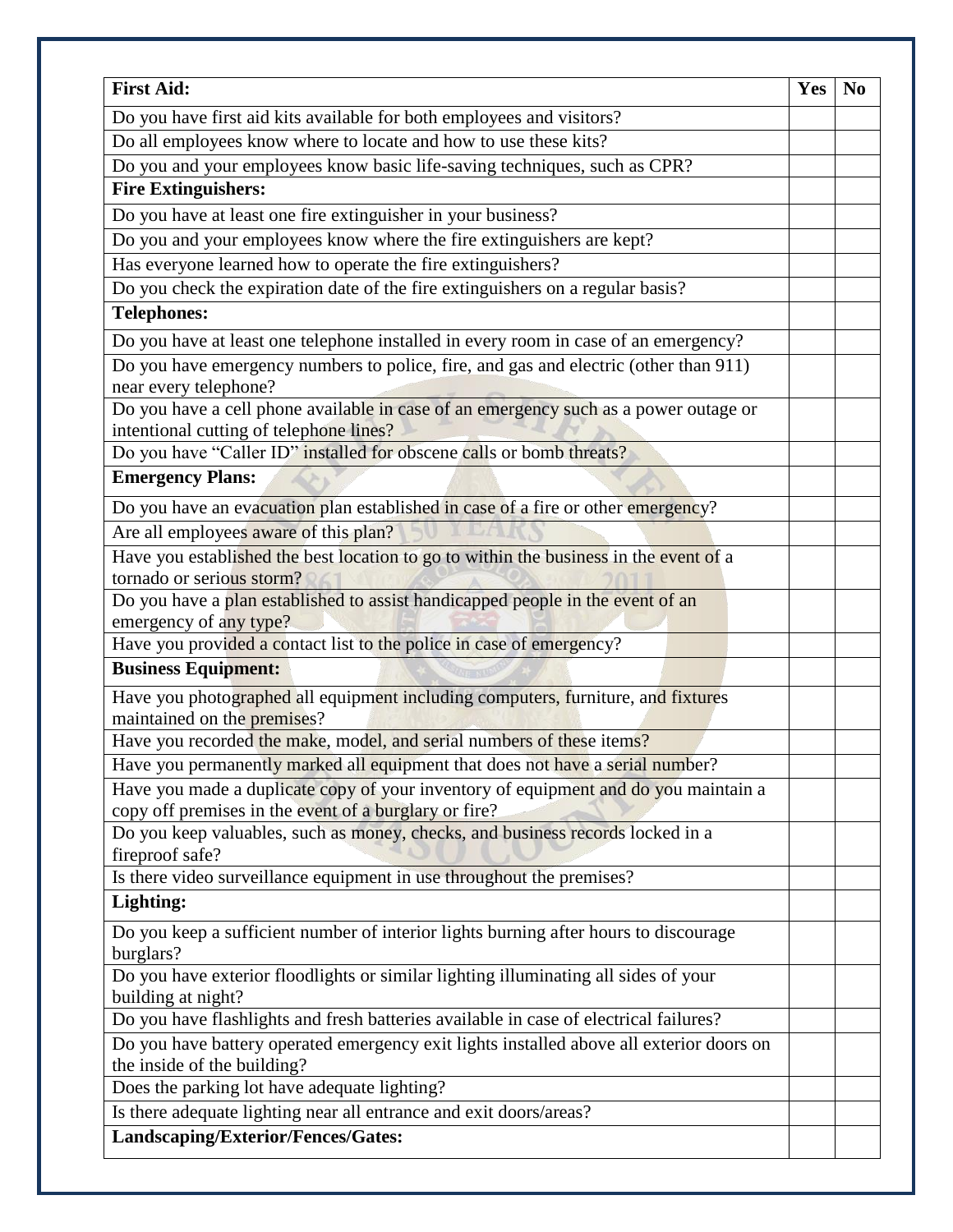| **First Aid:** | **Yes** | **No** |
|---|---|---|
| Do you have first aid kits available for both employees and visitors? | | |
| Do all employees know where to locate and how to use these kits? | | |
| Do you and your employees know basic life-saving techniques, such as CPR? | | |
| **Fire Extinguishers:** | | |
| Do you have at least one fire extinguisher in your business? | | |
| Do you and your employees know where the fire extinguishers are kept? | | |
| Has everyone learned how to operate the fire extinguishers? | | |
| Do you check the expiration date of the fire extinguishers on a regular basis? | | |
| **Telephones:** | | |
| Do you have at least one telephone installed in every room in case of an emergency? | | |
| Do you have emergency numbers to police, fire, and gas and electric (other than 911) near every telephone? | | |
| Do you have a cell phone available in case of an emergency such as a power outage or intentional cutting of telephone lines? | | |
| Do you have "Caller ID" installed for obscene calls or bomb threats? | | |
| **Emergency Plans:** | | |
| Do you have an evacuation plan established in case of a fire or other emergency? | | |
| Are all employees aware of this plan? | | |
| Have you established the best location to go to within the business in the event of a tornado or serious storm? | | |
| Do you have a plan established to assist handicapped people in the event of an emergency of any type? | | |
| Have you provided a contact list to the police in case of emergency? | | |
| **Business Equipment:** | | |
| Have you photographed all equipment including computers, furniture, and fixtures maintained on the premises? | | |
| Have you recorded the make, model, and serial numbers of these items? | | |
| Have you permanently marked all equipment that does not have a serial number? | | |
| Have you made a duplicate copy of your inventory of equipment and do you maintain a copy off premises in the event of a burglary or fire? | | |
| Do you keep valuables, such as money, checks, and business records locked in a fireproof safe? | | |
| Is there video surveillance equipment in use throughout the premises? | | |
| **Lighting:** | | |
| Do you keep a sufficient number of interior lights burning after hours to discourage burglars? | | |
| Do you have exterior floodlights or similar lighting illuminating all sides of your building at night? | | |
| Do you have flashlights and fresh batteries available in case of electrical failures? | | |
| Do you have battery operated emergency exit lights installed above all exterior doors on the inside of the building? | | |
| Does the parking lot have adequate lighting? | | |
| Is there adequate lighting near all entrance and exit doors/areas? | | |
| **Landscaping/Exterior/Fences/Gates:** | | |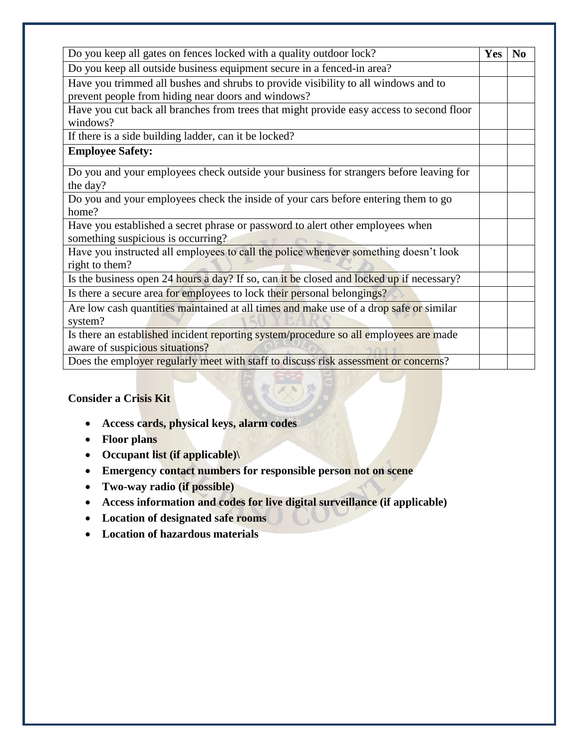| Do you keep all gates on fences locked with a quality outdoor lock? | Yes | No |
| --- | --- | --- |
| Do you keep all outside business equipment secure in a fenced-in area? | | |
| Have you trimmed all bushes and shrubs to provide visibility to all windows and to prevent people from hiding near doors and windows? | | |
| Have you cut back all branches from trees that might provide easy access to second floor windows? | | |
| If there is a side building ladder, can it be locked? | | |
| **Employee Safety:** | | |
| Do you and your employees check outside your business for strangers before leaving for the day? | | |
| Do you and your employees check the inside of your cars before entering them to go home? | | |
| Have you established a secret phrase or password to alert other employees when something suspicious is occurring? | | |
| Have you instructed all employees to call the police whenever something doesn't look right to them? | | |
| Is the business open 24 hours a day? If so, can it be closed and locked up if necessary? | | |
| Is there a secure area for employees to lock their personal belongings? | | |
| Are low cash quantities maintained at all times and make use of a drop safe or similar system? | | |
| Is there an established incident reporting system/procedure so all employees are made aware of suspicious situations? | | |
| Does the employer regularly meet with staff to discuss risk assessment or concerns? | | |

**Consider a Crisis Kit**

- **Access cards, physical keys, alarm codes**
- **Floor plans**
- **Occupant list (if applicable)\**
- **Emergency contact numbers for responsible person not on scene**
- **Two-way radio (if possible)**
- **Access information and codes for live digital surveillance (if applicable)**
- **Location of designated safe rooms**
- **Location of hazardous materials**